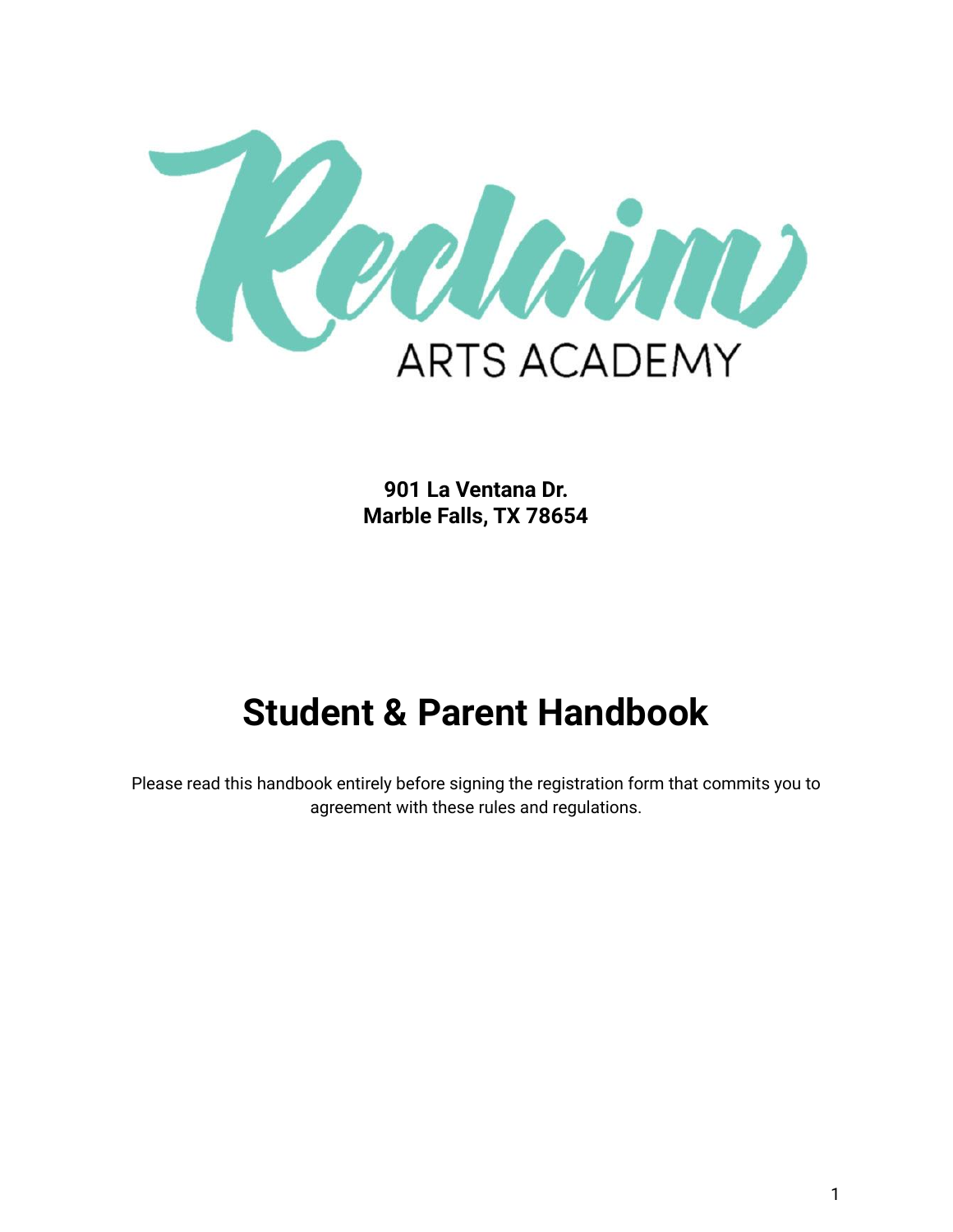Reclaim

ARTS ACADEMY

**901 La Ventana Dr.**
**Marble Falls, TX 78654**

# Student & Parent Handbook

Please read this handbook entirely before signing the registration form that commits you to agreement with these rules and regulations.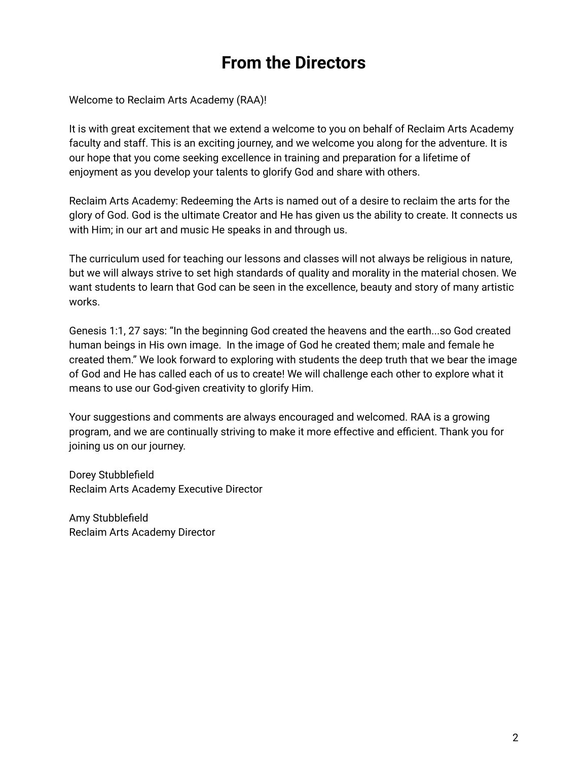# From the Directors

Welcome to Reclaim Arts Academy (RAA)!

It is with great excitement that we extend a welcome to you on behalf of Reclaim Arts Academy faculty and staff. This is an exciting journey, and we welcome you along for the adventure. It is our hope that you come seeking excellence in training and preparation for a lifetime of enjoyment as you develop your talents to glorify God and share with others.

Reclaim Arts Academy: Redeeming the Arts is named out of a desire to reclaim the arts for the glory of God. God is the ultimate Creator and He has given us the ability to create. It connects us with Him; in our art and music He speaks in and through us.

The curriculum used for teaching our lessons and classes will not always be religious in nature, but we will always strive to set high standards of quality and morality in the material chosen. We want students to learn that God can be seen in the excellence, beauty and story of many artistic works.

Genesis 1:1, 27 says: "In the beginning God created the heavens and the earth...so God created human beings in His own image. In the image of God he created them; male and female he created them." We look forward to exploring with students the deep truth that we bear the image of God and He has called each of us to create! We will challenge each other to explore what it means to use our God-given creativity to glorify Him.

Your suggestions and comments are always encouraged and welcomed. RAA is a growing program, and we are continually striving to make it more effective and efficient. Thank you for joining us on our journey.

Dorey Stubblefield
Reclaim Arts Academy Executive Director

Amy Stubblefield
Reclaim Arts Academy Director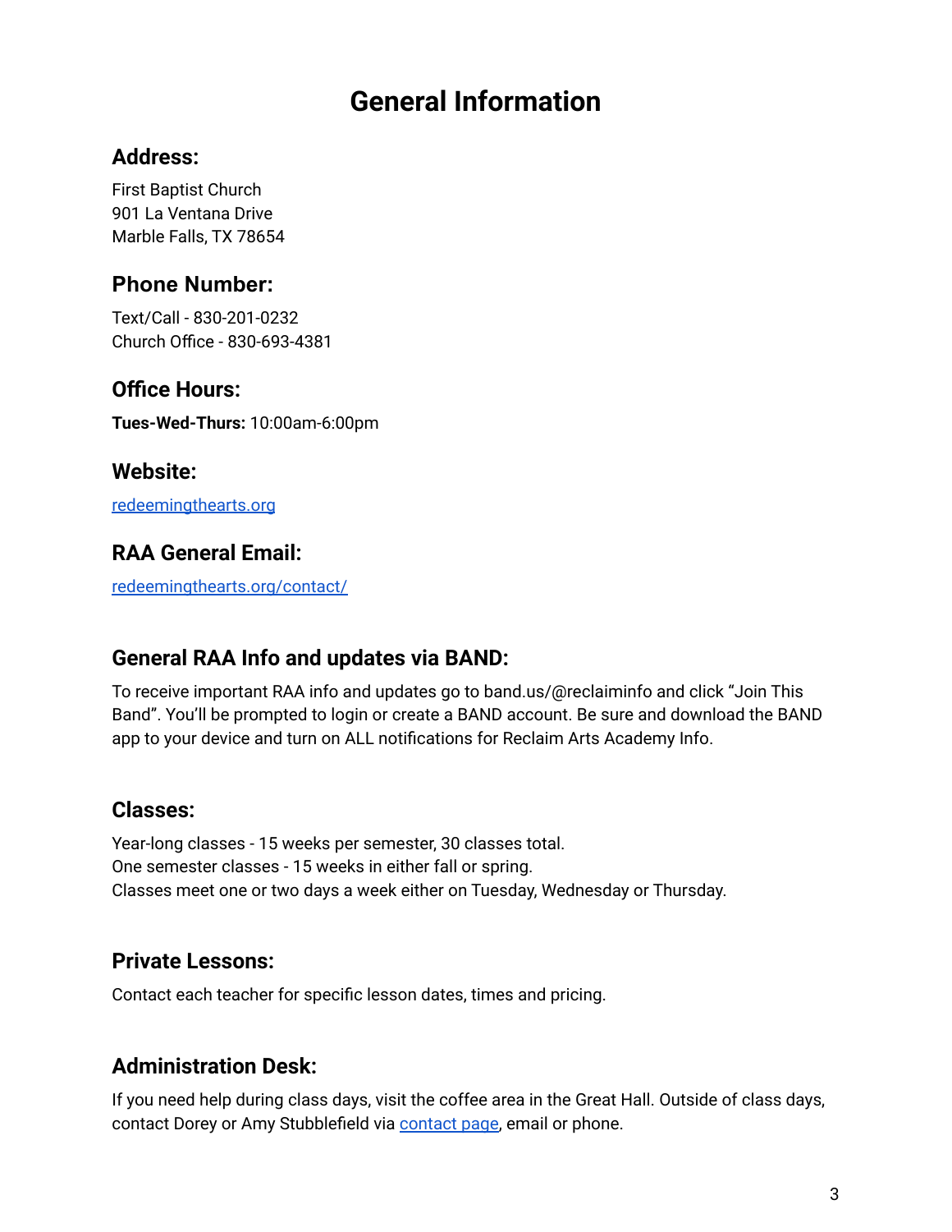# General Information

## Address:

First Baptist Church
901 La Ventana Drive
Marble Falls, TX 78654

## Phone Number:

Text/Call - 830-201-0232
Church Office - 830-693-4381

## Office Hours:

**Tues-Wed-Thurs:** 10:00am-6:00pm

## Website:

[redeemingthearts.org](redeemingthearts.org)

## RAA General Email:

[redeemingthearts.org/contact/](redeemingthearts.org/contact/)

## General RAA Info and updates via BAND:

To receive important RAA info and updates go to band.us/@reclaiminfo and click "Join This Band". You'll be prompted to login or create a BAND account. Be sure and download the BAND app to your device and turn on ALL notifications for Reclaim Arts Academy Info.

## Classes:

Year-long classes - 15 weeks per semester, 30 classes total.
One semester classes - 15 weeks in either fall or spring.
Classes meet one or two days a week either on Tuesday, Wednesday or Thursday.

## Private Lessons:

Contact each teacher for specific lesson dates, times and pricing.

## Administration Desk:

If you need help during class days, visit the coffee area in the Great Hall. Outside of class days, contact Dorey or Amy Stubblefield via contact page, email or phone.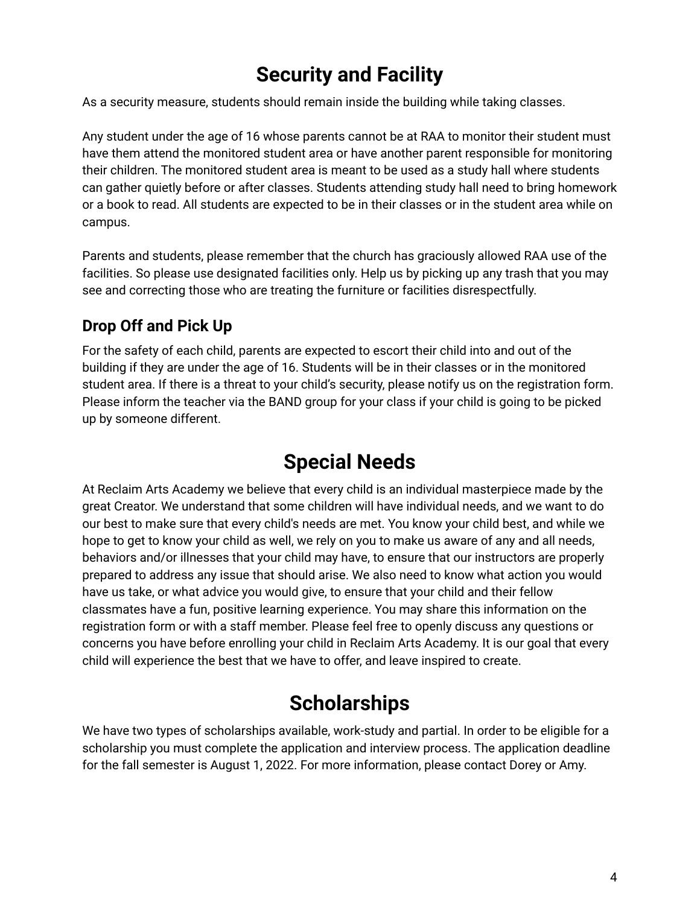# Security and Facility

As a security measure, students should remain inside the building while taking classes.

Any student under the age of 16 whose parents cannot be at RAA to monitor their student must have them attend the monitored student area or have another parent responsible for monitoring their children. The monitored student area is meant to be used as a study hall where students can gather quietly before or after classes. Students attending study hall need to bring homework or a book to read. All students are expected to be in their classes or in the student area while on campus.

Parents and students, please remember that the church has graciously allowed RAA use of the facilities. So please use designated facilities only. Help us by picking up any trash that you may see and correcting those who are treating the furniture or facilities disrespectfully.

## Drop Off and Pick Up

For the safety of each child, parents are expected to escort their child into and out of the building if they are under the age of 16. Students will be in their classes or in the monitored student area. If there is a threat to your child's security, please notify us on the registration form. Please inform the teacher via the BAND group for your class if your child is going to be picked up by someone different.

# Special Needs

At Reclaim Arts Academy we believe that every child is an individual masterpiece made by the great Creator. We understand that some children will have individual needs, and we want to do our best to make sure that every child's needs are met. You know your child best, and while we hope to get to know your child as well, we rely on you to make us aware of any and all needs, behaviors and/or illnesses that your child may have, to ensure that our instructors are properly prepared to address any issue that should arise. We also need to know what action you would have us take, or what advice you would give, to ensure that your child and their fellow classmates have a fun, positive learning experience. You may share this information on the registration form or with a staff member. Please feel free to openly discuss any questions or concerns you have before enrolling your child in Reclaim Arts Academy. It is our goal that every child will experience the best that we have to offer, and leave inspired to create.

# Scholarships

We have two types of scholarships available, work-study and partial. In order to be eligible for a scholarship you must complete the application and interview process. The application deadline for the fall semester is August 1, 2022. For more information, please contact Dorey or Amy.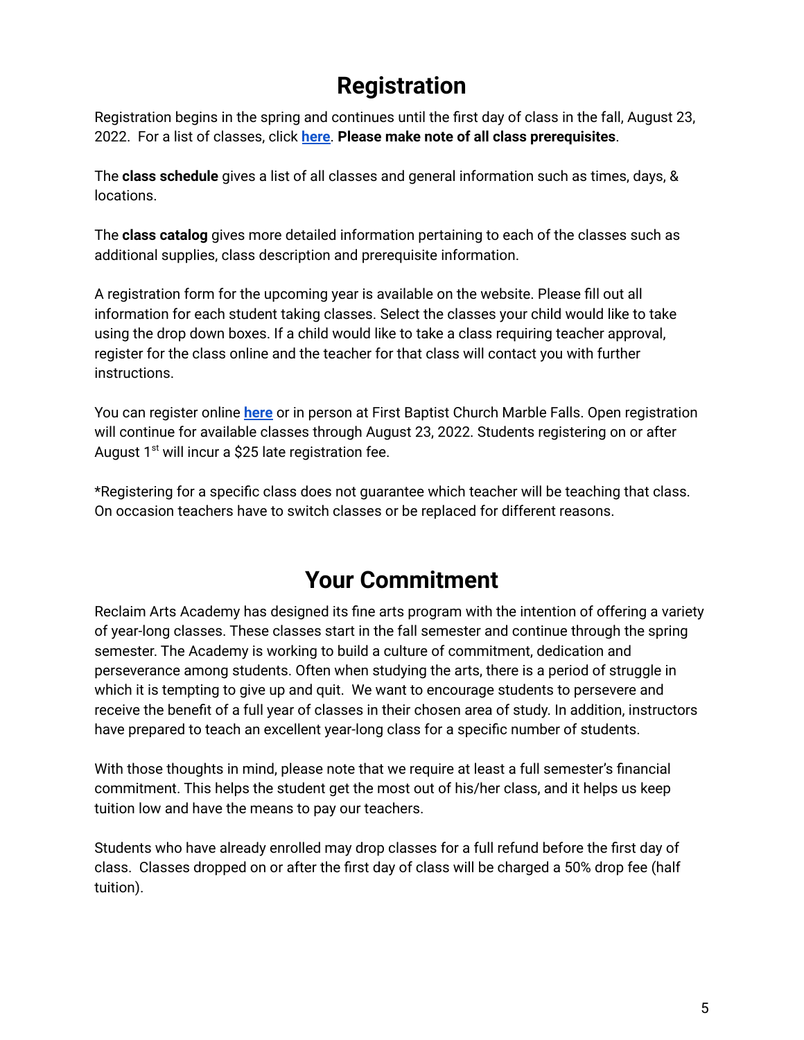# Registration

Registration begins in the spring and continues until the first day of class in the fall, August 23, 2022. For a list of classes, click **here**. **Please make note of all class prerequisites**.

The **class schedule** gives a list of all classes and general information such as times, days, & locations.

The **class catalog** gives more detailed information pertaining to each of the classes such as additional supplies, class description and prerequisite information.

A registration form for the upcoming year is available on the website. Please fill out all information for each student taking classes. Select the classes your child would like to take using the drop down boxes. If a child would like to take a class requiring teacher approval, register for the class online and the teacher for that class will contact you with further instructions.

You can register online **here** or in person at First Baptist Church Marble Falls. Open registration will continue for available classes through August 23, 2022. Students registering on or after August 1st will incur a $25 late registration fee.

*Registering for a specific class does not guarantee which teacher will be teaching that class. On occasion teachers have to switch classes or be replaced for different reasons.

# Your Commitment

Reclaim Arts Academy has designed its fine arts program with the intention of offering a variety of year-long classes. These classes start in the fall semester and continue through the spring semester. The Academy is working to build a culture of commitment, dedication and perseverance among students. Often when studying the arts, there is a period of struggle in which it is tempting to give up and quit. We want to encourage students to persevere and receive the benefit of a full year of classes in their chosen area of study. In addition, instructors have prepared to teach an excellent year-long class for a specific number of students.

With those thoughts in mind, please note that we require at least a full semester's financial commitment. This helps the student get the most out of his/her class, and it helps us keep tuition low and have the means to pay our teachers.

Students who have already enrolled may drop classes for a full refund before the first day of class. Classes dropped on or after the first day of class will be charged a 50% drop fee (half tuition).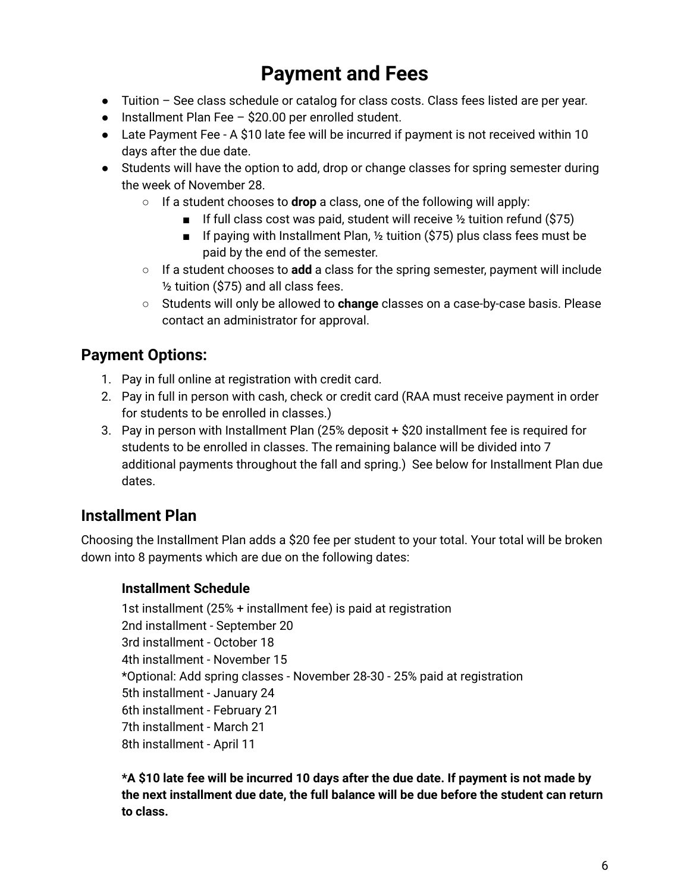# Payment and Fees

- Tuition – See class schedule or catalog for class costs. Class fees listed are per year.
- Installment Plan Fee – $20.00 per enrolled student.
- Late Payment Fee - A $10 late fee will be incurred if payment is not received within 10 days after the due date.
- Students will have the option to add, drop or change classes for spring semester during the week of November 28.
  - If a student chooses to **drop** a class, one of the following will apply:
    - If full class cost was paid, student will receive ½ tuition refund ($75)
    - If paying with Installment Plan, ½ tuition ($75) plus class fees must be paid by the end of the semester.
  - If a student chooses to **add** a class for the spring semester, payment will include ½ tuition ($75) and all class fees.
  - Students will only be allowed to **change** classes on a case-by-case basis. Please contact an administrator for approval.

## Payment Options:

1. Pay in full online at registration with credit card.
2. Pay in full in person with cash, check or credit card (RAA must receive payment in order for students to be enrolled in classes.)
3. Pay in person with Installment Plan (25% deposit + $20 installment fee is required for students to be enrolled in classes. The remaining balance will be divided into 7 additional payments throughout the fall and spring.) See below for Installment Plan due dates.

## Installment Plan

Choosing the Installment Plan adds a $20 fee per student to your total. Your total will be broken down into 8 payments which are due on the following dates:

### Installment Schedule

1st installment (25% + installment fee) is paid at registration
2nd installment - September 20
3rd installment - October 18
4th installment - November 15
*Optional: Add spring classes - November 28-30 - 25% paid at registration
5th installment - January 24
6th installment - February 21
7th installment - March 21
8th installment - April 11

**\*A $10 late fee will be incurred 10 days after the due date. If payment is not made by the next installment due date, the full balance will be due before the student can return to class.**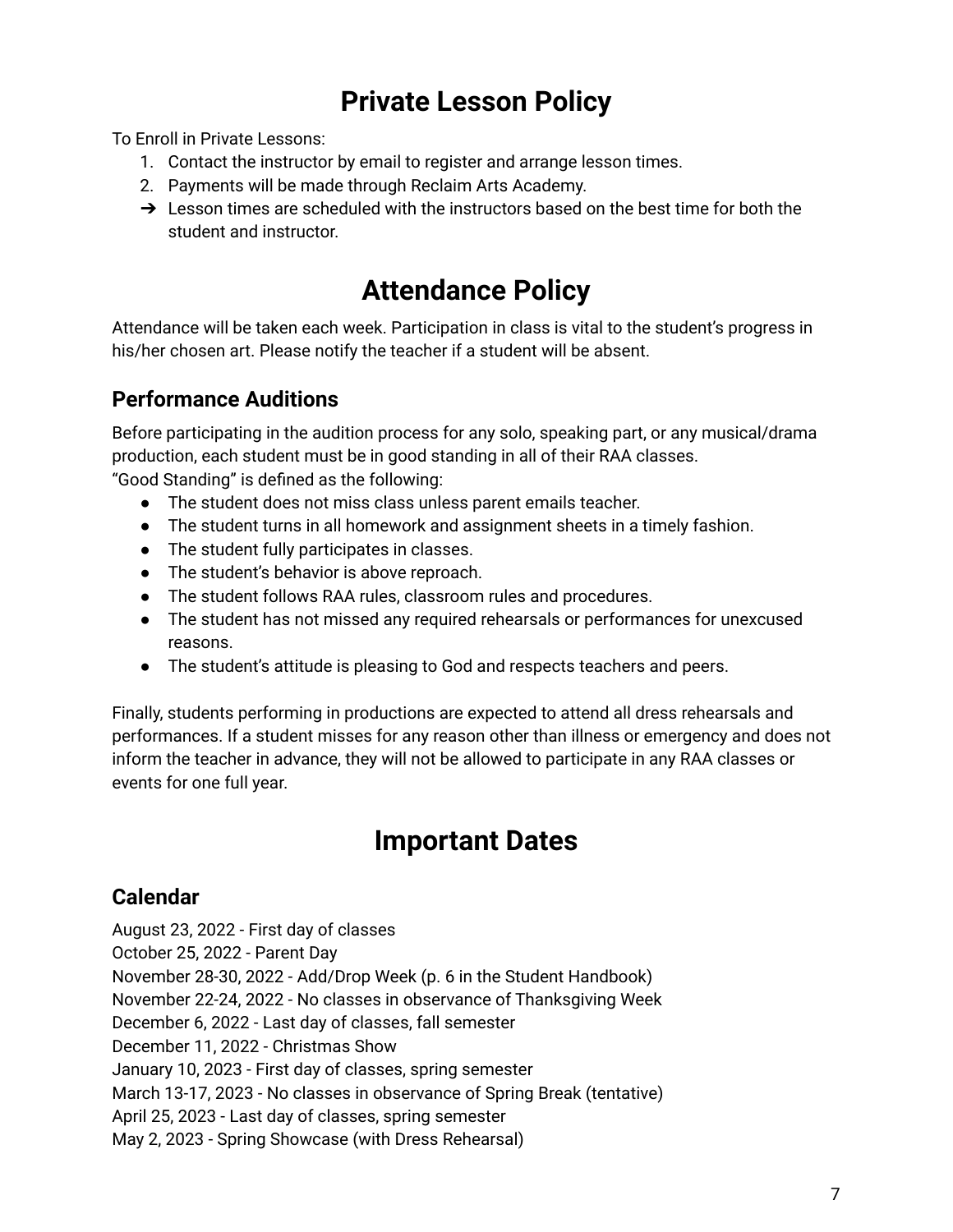# Private Lesson Policy

To Enroll in Private Lessons:

1. Contact the instructor by email to register and arrange lesson times.
2. Payments will be made through Reclaim Arts Academy.

➔ Lesson times are scheduled with the instructors based on the best time for both the student and instructor.

# Attendance Policy

Attendance will be taken each week. Participation in class is vital to the student's progress in his/her chosen art. Please notify the teacher if a student will be absent.

## Performance Auditions

Before participating in the audition process for any solo, speaking part, or any musical/drama production, each student must be in good standing in all of their RAA classes.
"Good Standing" is defined as the following:

- The student does not miss class unless parent emails teacher.
- The student turns in all homework and assignment sheets in a timely fashion.
- The student fully participates in classes.
- The student's behavior is above reproach.
- The student follows RAA rules, classroom rules and procedures.
- The student has not missed any required rehearsals or performances for unexcused reasons.
- The student's attitude is pleasing to God and respects teachers and peers.

Finally, students performing in productions are expected to attend all dress rehearsals and performances. If a student misses for any reason other than illness or emergency and does not inform the teacher in advance, they will not be allowed to participate in any RAA classes or events for one full year.

# Important Dates

## Calendar

August 23, 2022 - First day of classes
October 25, 2022 - Parent Day
November 28-30, 2022 - Add/Drop Week (p. 6 in the Student Handbook)
November 22-24, 2022 - No classes in observance of Thanksgiving Week
December 6, 2022 - Last day of classes, fall semester
December 11, 2022 - Christmas Show
January 10, 2023 - First day of classes, spring semester
March 13-17, 2023 - No classes in observance of Spring Break (tentative)
April 25, 2023 - Last day of classes, spring semester
May 2, 2023 - Spring Showcase (with Dress Rehearsal)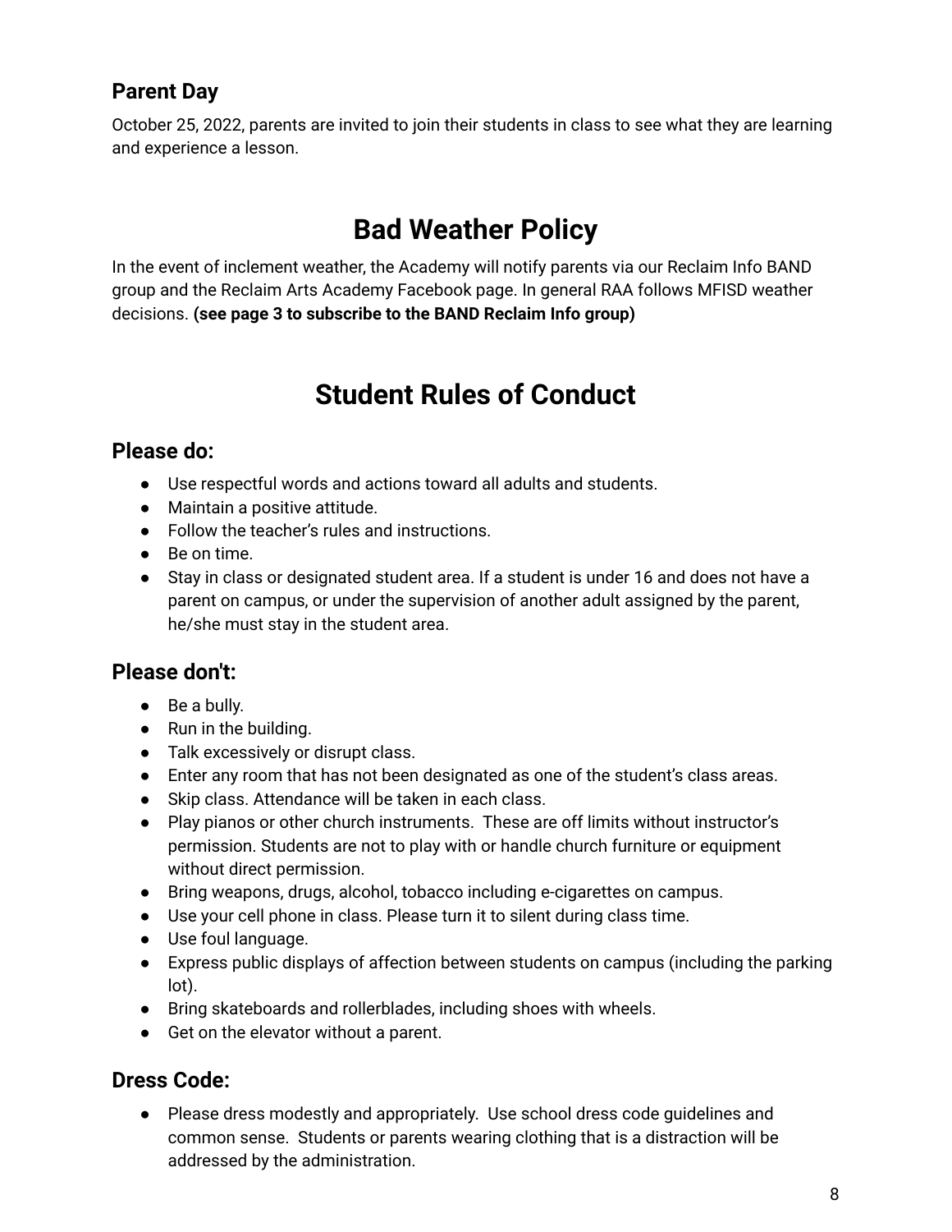### Parent Day

October 25, 2022, parents are invited to join their students in class to see what they are learning and experience a lesson.

## Bad Weather Policy

In the event of inclement weather, the Academy will notify parents via our Reclaim Info BAND group and the Reclaim Arts Academy Facebook page. In general RAA follows MFISD weather decisions. **(see page 3 to subscribe to the BAND Reclaim Info group)**

## Student Rules of Conduct

### Please do:

- Use respectful words and actions toward all adults and students.
- Maintain a positive attitude.
- Follow the teacher's rules and instructions.
- Be on time.
- Stay in class or designated student area. If a student is under 16 and does not have a parent on campus, or under the supervision of another adult assigned by the parent, he/she must stay in the student area.

### Please don't:

- Be a bully.
- Run in the building.
- Talk excessively or disrupt class.
- Enter any room that has not been designated as one of the student's class areas.
- Skip class. Attendance will be taken in each class.
- Play pianos or other church instruments. These are off limits without instructor's permission. Students are not to play with or handle church furniture or equipment without direct permission.
- Bring weapons, drugs, alcohol, tobacco including e-cigarettes on campus.
- Use your cell phone in class. Please turn it to silent during class time.
- Use foul language.
- Express public displays of affection between students on campus (including the parking lot).
- Bring skateboards and rollerblades, including shoes with wheels.
- Get on the elevator without a parent.

### Dress Code:

- Please dress modestly and appropriately. Use school dress code guidelines and common sense. Students or parents wearing clothing that is a distraction will be addressed by the administration.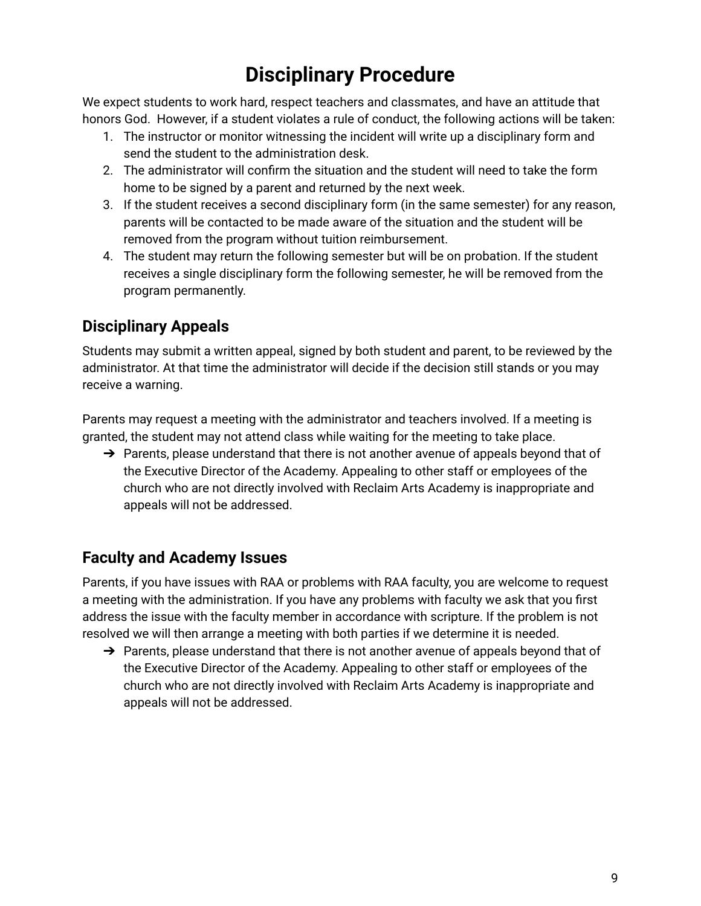# Disciplinary Procedure

We expect students to work hard, respect teachers and classmates, and have an attitude that honors God. However, if a student violates a rule of conduct, the following actions will be taken:

1. The instructor or monitor witnessing the incident will write up a disciplinary form and send the student to the administration desk.
2. The administrator will confirm the situation and the student will need to take the form home to be signed by a parent and returned by the next week.
3. If the student receives a second disciplinary form (in the same semester) for any reason, parents will be contacted to be made aware of the situation and the student will be removed from the program without tuition reimbursement.
4. The student may return the following semester but will be on probation. If the student receives a single disciplinary form the following semester, he will be removed from the program permanently.

## Disciplinary Appeals

Students may submit a written appeal, signed by both student and parent, to be reviewed by the administrator. At that time the administrator will decide if the decision still stands or you may receive a warning.

Parents may request a meeting with the administrator and teachers involved. If a meeting is granted, the student may not attend class while waiting for the meeting to take place.

- ➔ Parents, please understand that there is not another avenue of appeals beyond that of the Executive Director of the Academy. Appealing to other staff or employees of the church who are not directly involved with Reclaim Arts Academy is inappropriate and appeals will not be addressed.

## Faculty and Academy Issues

Parents, if you have issues with RAA or problems with RAA faculty, you are welcome to request a meeting with the administration. If you have any problems with faculty we ask that you first address the issue with the faculty member in accordance with scripture. If the problem is not resolved we will then arrange a meeting with both parties if we determine it is needed.

- ➔ Parents, please understand that there is not another avenue of appeals beyond that of the Executive Director of the Academy. Appealing to other staff or employees of the church who are not directly involved with Reclaim Arts Academy is inappropriate and appeals will not be addressed.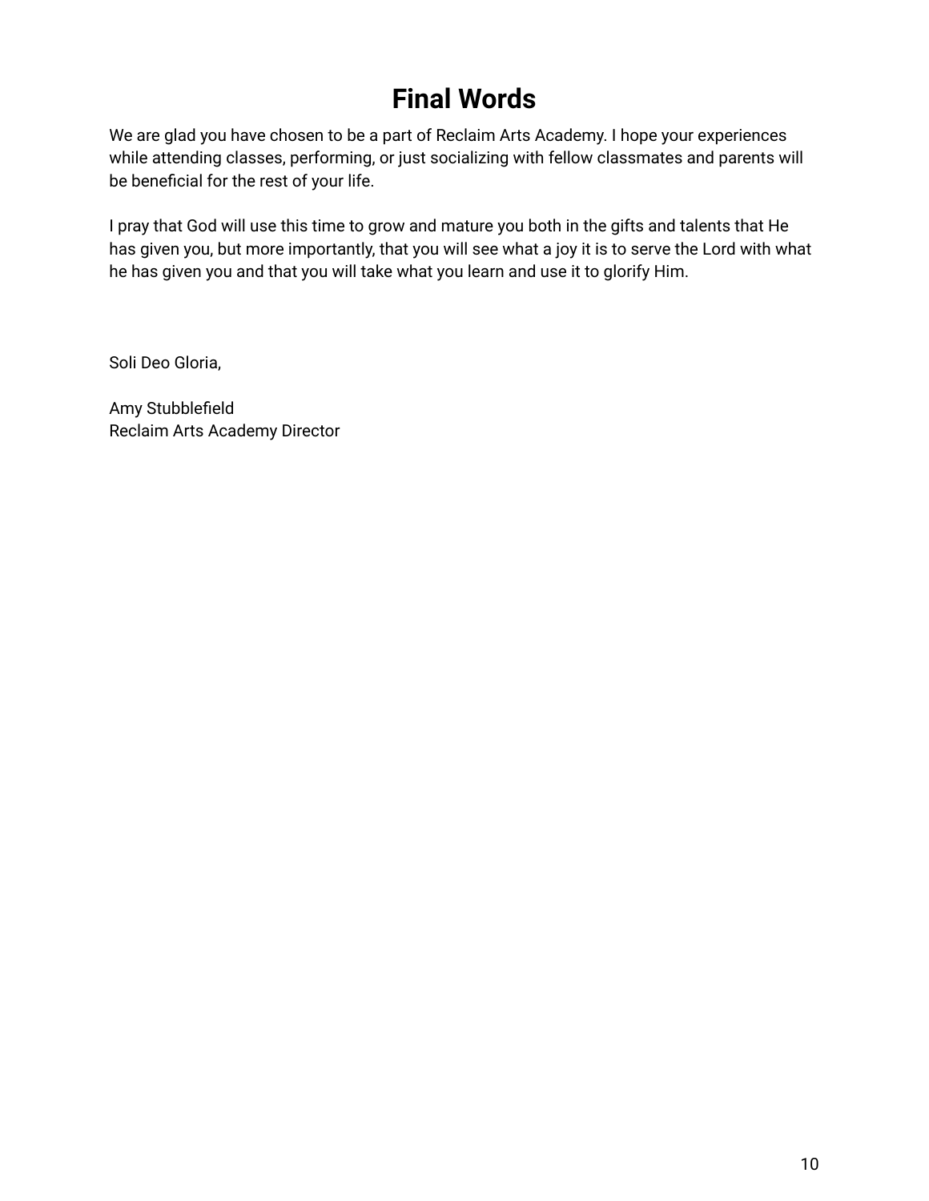# Final Words

We are glad you have chosen to be a part of Reclaim Arts Academy. I hope your experiences while attending classes, performing, or just socializing with fellow classmates and parents will be beneficial for the rest of your life.

I pray that God will use this time to grow and mature you both in the gifts and talents that He has given you, but more importantly, that you will see what a joy it is to serve the Lord with what he has given you and that you will take what you learn and use it to glorify Him.

Soli Deo Gloria,

Amy Stubblefield
Reclaim Arts Academy Director